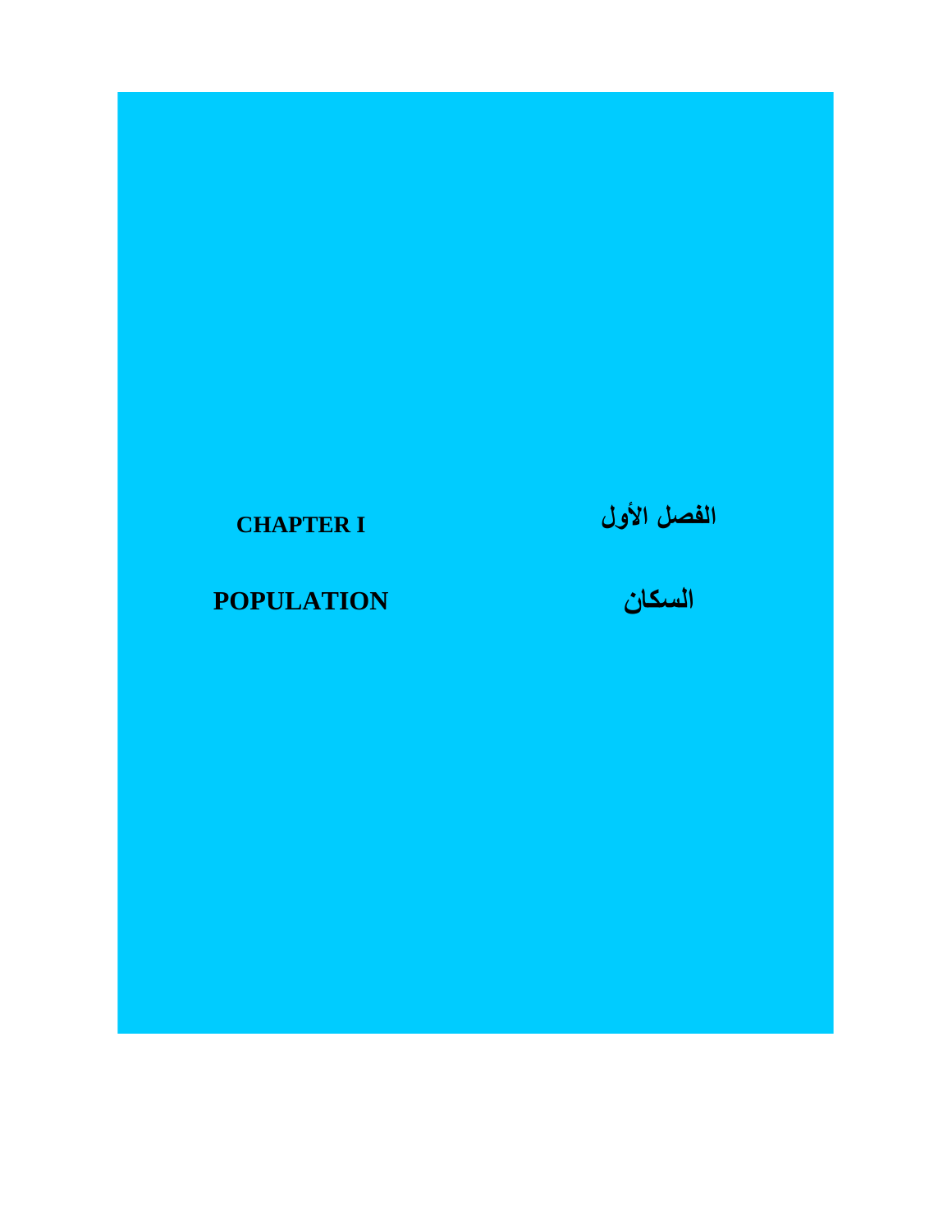# CHAPTER I

# الفصل الأول

# POPULATION

# السكان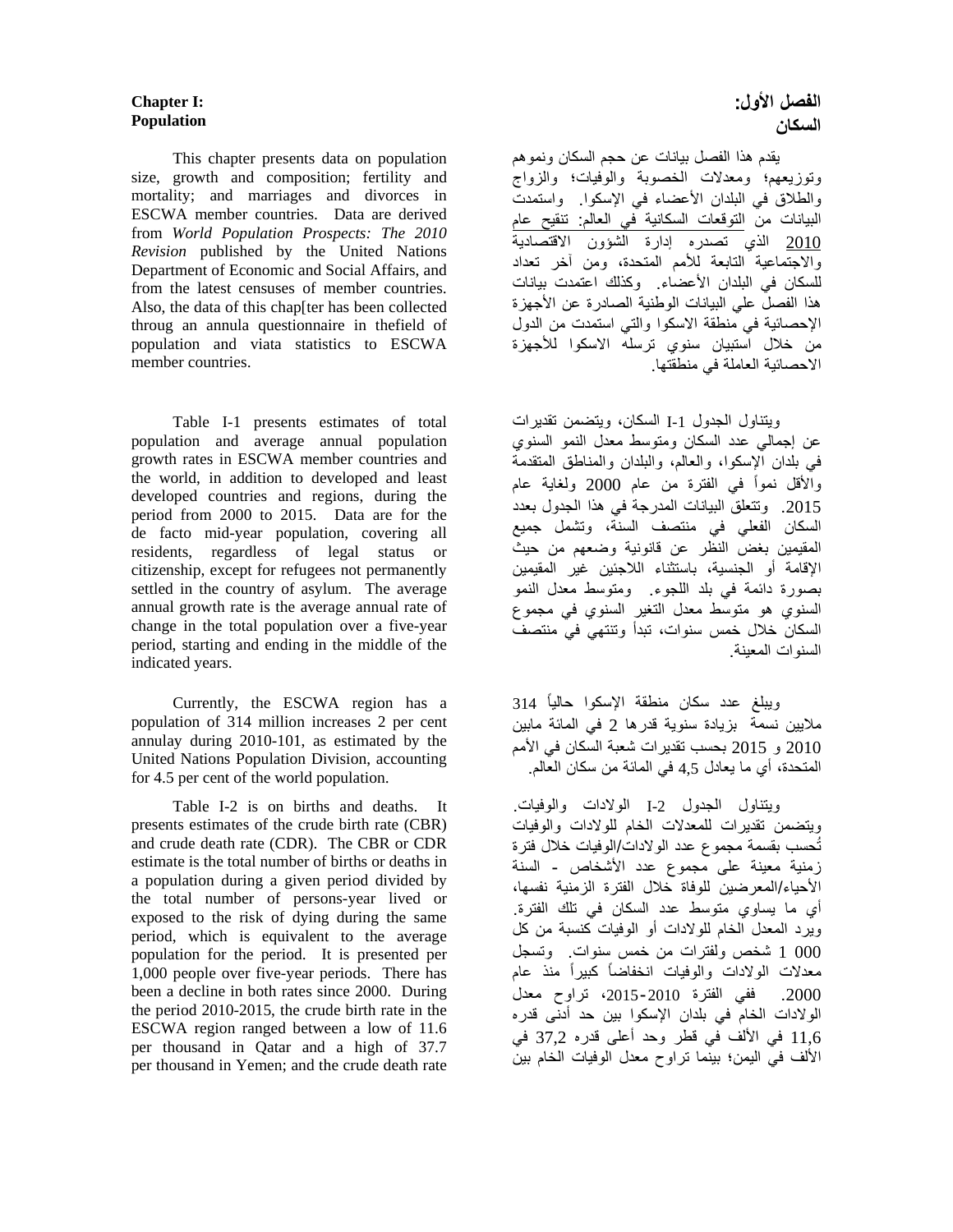**Chapter I:**
**Population**

This chapter presents data on population size, growth and composition; fertility and mortality; and marriages and divorces in ESCWA member countries. Data are derived from *World Population Prospects: The 2010 Revision* published by the United Nations Department of Economic and Social Affairs, and from the latest censuses of member countries. Also, the data of this chap[ter has been collected throug an annula questionnaire in thefield of population and viata statistics to ESCWA member countries.

Table I-1 presents estimates of total population and average annual population growth rates in ESCWA member countries and the world, in addition to developed and least developed countries and regions, during the period from 2000 to 2015. Data are for the de facto mid-year population, covering all residents, regardless of legal status or citizenship, except for refugees not permanently settled in the country of asylum. The average annual growth rate is the average annual rate of change in the total population over a five-year period, starting and ending in the middle of the indicated years.

Currently, the ESCWA region has a population of 314 million increases 2 per cent annulay during 2010-101, as estimated by the United Nations Population Division, accounting for 4.5 per cent of the world population.

Table I-2 is on births and deaths. It presents estimates of the crude birth rate (CBR) and crude death rate (CDR). The CBR or CDR estimate is the total number of births or deaths in a population during a given period divided by the total number of persons-year lived or exposed to the risk of dying during the same period, which is equivalent to the average population for the period. It is presented per 1,000 people over five-year periods. There has been a decline in both rates since 2000. During the period 2010-2015, the crude birth rate in the ESCWA region ranged between a low of 11.6 per thousand in Qatar and a high of 37.7 per thousand in Yemen; and the crude death rate

**الفصل الأول:**
**السكان**

يقدم هذا الفصل بيانات عن حجم السكان ونموهم وتوزيعهم؛ ومعدلات الخصوبة والوفيات؛ والزواج والطلاق في البلدان الأعضاء في الإسكوا. واستمدت البيانات من التوقعات السكانية في العالم: تنقيح عام 2010 الذي تصدره إدارة الشؤون الاقتصادية والاجتماعية التابعة للأمم المتحدة، ومن آخر تعداد للسكان في البلدان الأعضاء. وكذلك اعتمدت بيانات هذا الفصل علي البيانات الوطنية الصادرة عن الأجهزة الإحصائية في منطقة الاسكوا والتي استمدت من الدول من خلال استبيان سنوي ترسله الاسكوا للأجهزة الاحصائية العاملة في منطقتها.

ويتناول الجدول I-1 السكان، ويتضمن تقديرات عن إجمالي عدد السكان ومتوسط معدل النمو السنوي في بلدان الإسكوا، والعالم، والبلدان والمناطق المتقدمة والأقل نمواً في الفترة من عام 2000 ولغاية عام 2015. وتتعلق البيانات المدرجة في هذا الجدول بعدد السكان الفعلي في منتصف السنة، وتشمل جميع المقيمين بغض النظر عن قانونية وضعهم من حيث الإقامة أو الجنسية، باستثناء اللاجئين غير المقيمين بصورة دائمة في بلد اللجوء. ومتوسط معدل النمو السنوي هو متوسط معدل التغير السنوي في مجموع السكان خلال خمس سنوات، تبدأ وتنتهي في منتصف السنوات المعينة.

ويبلغ عدد سكان منطقة الإسكوا حالياً 314 ملايين نسمة بزيادة سنوية قدرها 2 في المائة مابين 2010 و 2015 بحسب تقديرات شعبة السكان في الأمم المتحدة، أي ما يعادل 4,5 في المائة من سكان العالم.

ويتناول الجدول I-2 الولادات والوفيات. ويتضمن تقديرات للمعدلات الخام للولادات والوفيات تُحسب بقسمة مجموع عدد الولادات/الوفيات خلال فترة زمنية معينة على مجموع عدد الأشخاص - السنة الأحياء/المعرضين للوفاة خلال الفترة الزمنية نفسها، أي ما يساوي متوسط عدد السكان في تلك الفترة. ويرد المعدل الخام للولادات أو الوفيات كنسبة من كل 1 000 شخص ولفترات من خمس سنوات. وتسجل معدلات الولادات والوفيات انخفاضاً كبيراً منذ عام 2000. ففي الفترة 2010-2015، تراوح معدل الولادات الخام في بلدان الإسكوا بين حد أدنى قدره 11,6 في الألف في قطر وحد أعلى قدره 37,2 في الألف في اليمن؛ بينما تراوح معدل الوفيات الخام بين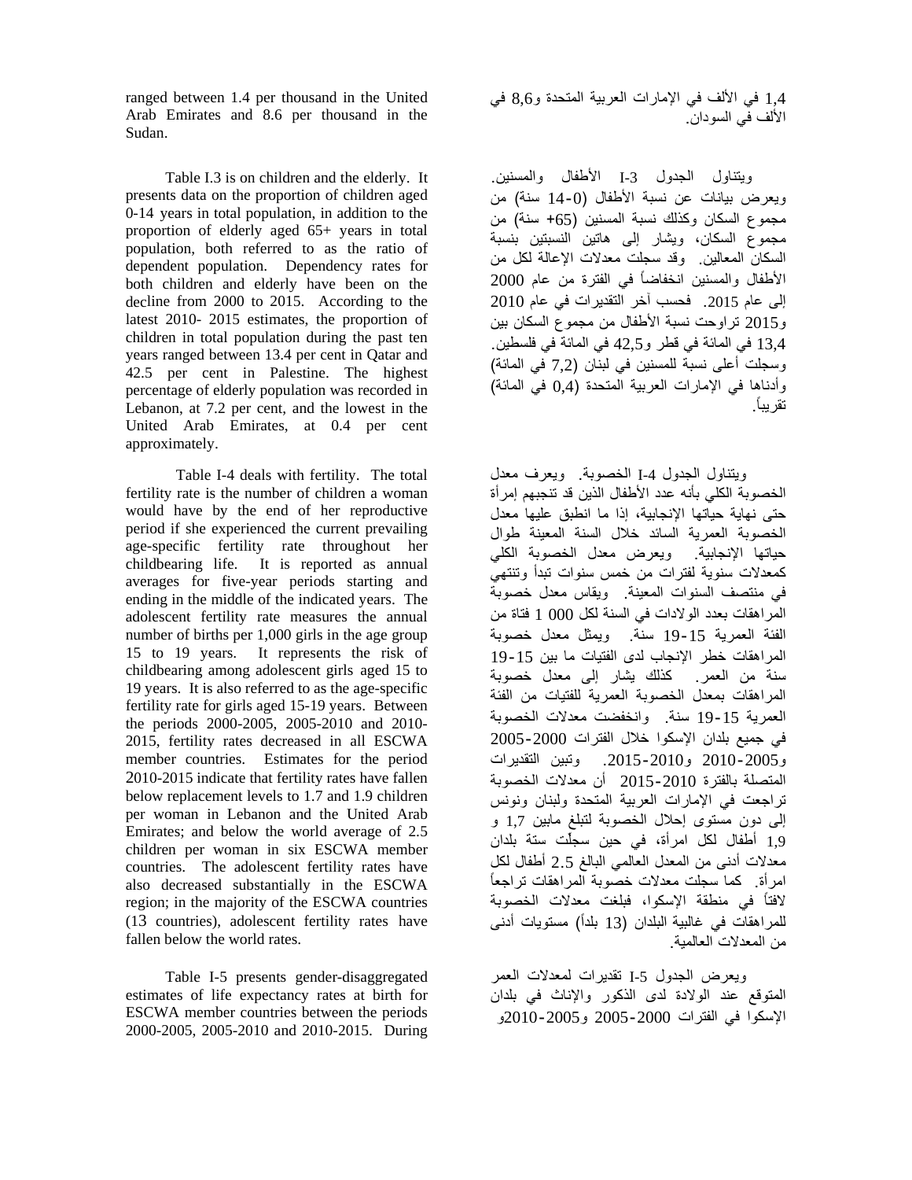ranged between 1.4 per thousand in the United Arab Emirates and 8.6 per thousand in the Sudan.

Table I.3 is on children and the elderly. It presents data on the proportion of children aged 0-14 years in total population, in addition to the proportion of elderly aged 65+ years in total population, both referred to as the ratio of dependent population. Dependency rates for both children and elderly have been on the decline from 2000 to 2015. According to the latest 2010- 2015 estimates, the proportion of children in total population during the past ten years ranged between 13.4 per cent in Qatar and 42.5 per cent in Palestine. The highest percentage of elderly population was recorded in Lebanon, at 7.2 per cent, and the lowest in the United Arab Emirates, at 0.4 per cent approximately.

Table I-4 deals with fertility. The total fertility rate is the number of children a woman would have by the end of her reproductive period if she experienced the current prevailing age-specific fertility rate throughout her childbearing life. It is reported as annual averages for five-year periods starting and ending in the middle of the indicated years. The adolescent fertility rate measures the annual number of births per 1,000 girls in the age group 15 to 19 years. It represents the risk of childbearing among adolescent girls aged 15 to 19 years. It is also referred to as the age-specific fertility rate for girls aged 15-19 years. Between the periods 2000-2005, 2005-2010 and 2010-2015, fertility rates decreased in all ESCWA member countries. Estimates for the period 2010-2015 indicate that fertility rates have fallen below replacement levels to 1.7 and 1.9 children per woman in Lebanon and the United Arab Emirates; and below the world average of 2.5 children per woman in six ESCWA member countries. The adolescent fertility rates have also decreased substantially in the ESCWA region; in the majority of the ESCWA countries (13 countries), adolescent fertility rates have fallen below the world rates.

Table I-5 presents gender-disaggregated estimates of life expectancy rates at birth for ESCWA member countries between the periods 2000-2005, 2005-2010 and 2010-2015. During

1,4 في الألف في الإمارات العربية المتحدة و8,6 في الألف في السودان.

ويتناول الجدول I-3 الأطفال والمسنين. ويعرض بيانات عن نسبة الأطفال (0-14 سنة) من مجموع السكان وكذلك نسبة المسنين (65+ سنة) من مجموع السكان، ويشار إلى هاتين النسبتين بنسبة السكان المعالين. وقد سجلت معدلات الإعالة لكل من الأطفال والمسنين انخفاضاً في الفترة من عام 2000 إلى عام 2015. فحسب آخر التقديرات في عام 2010 و2015 تراوحت نسبة الأطفال من مجموع السكان بين 13,4 في المائة في قطر و42,5 في المائة في فلسطين. وسجلت أعلى نسبة للمسنين في لبنان (7,2 في المائة) وأدناها في الإمارات العربية المتحدة (0,4 في المائة) تقريباً.

ويتناول الجدول I-4 الخصوبة. ويعرف معدل الخصوبة الكلي بأنه عدد الأطفال الذين قد تنجبهم إمرأة حتى نهاية حياتها الإنجابية، إذا ما انطبق عليها معدل الخصوبة العمرية السائد خلال السنة المعينة طوال حياتها الإنجابية. ويعرض معدل الخصوبة الكلي كمعدلات سنوية لفترات من خمس سنوات تبدأ وتنتهي في منتصف السنوات المعينة. ويقاس معدل خصوبة المراهقات بعدد الولادات في السنة لكل 1 000 فتاة من الفئة العمرية 15-19 سنة. ويمثل معدل خصوبة المراهقات خطر الإنجاب لدى الفتيات ما بين 15-19 سنة من العمر. كذلك يشار إلى معدل خصوبة المراهقات بمعدل الخصوبة العمرية للفتيات من الفئة العمرية 15-19 سنة. وانخفضت معدلات الخصوبة في جميع بلدان الإسكوا خلال الفترات 2000-2005 و2005-2010 و2010-2015. وتبين التقديرات المتصلة بالفترة 2010-2015 أن معدلات الخصوبة تراجعت في الإمارات العربية المتحدة ولبنان ونونس إلى دون مستوى إحلال الخصوبة لتبلغ مابين 1,7 و 1,9 أطفال لكل امرأة، في حين سجلت ستة بلدان معدلات أدنى من المعدل العالمي البالغ 2.5 أطفال لكل امرأة. كما سجلت معدلات خصوبة المراهقات تراجعاً لافتاً في منطقة الإسكوا، فبلغت معدلات الخصوبة للمراهقات في غالبية البلدان (13 بلداً) مستويات أدنى من المعدلات العالمية.

ويعرض الجدول I-5 تقديرات لمعدلات العمر المتوقع عند الولادة لدى الذكور والإناث في بلدان الإسكوا في الفترات 2000-2005 و2005-2010و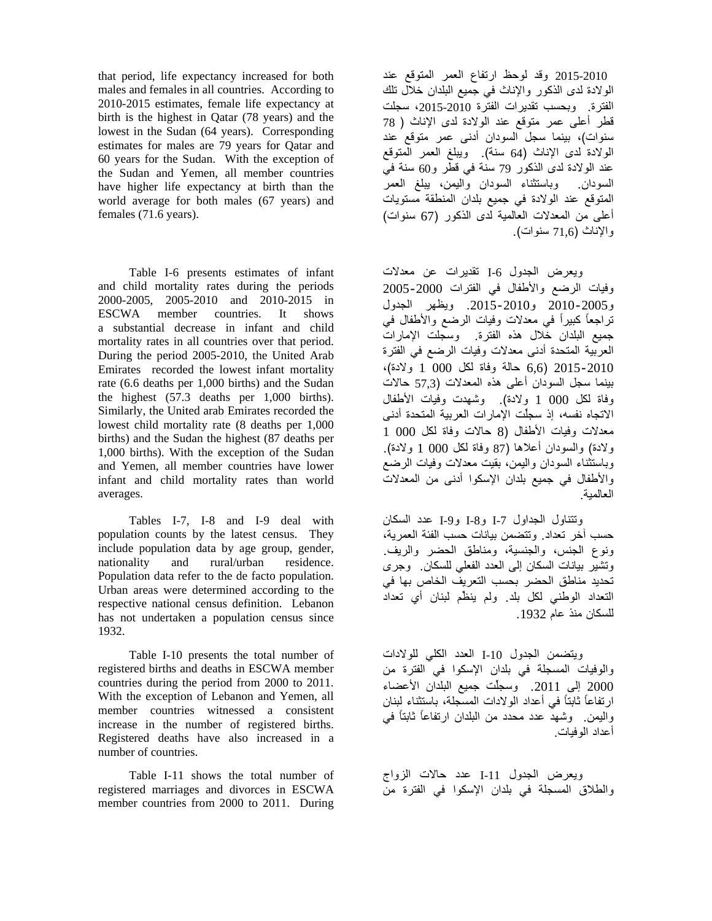that period, life expectancy increased for both males and females in all countries. According to 2010-2015 estimates, female life expectancy at birth is the highest in Qatar (78 years) and the lowest in the Sudan (64 years). Corresponding estimates for males are 79 years for Qatar and 60 years for the Sudan. With the exception of the Sudan and Yemen, all member countries have higher life expectancy at birth than the world average for both males (67 years) and females (71.6 years).

2015-2010 وقد لوحظ ارتفاع العمر المتوقع عند الولادة لدى الذكور والإناث في جميع البلدان خلال تلك الفترة. وبحسب تقديرات الفترة 2010-2015، سجلت قطر أعلى عمر متوقع عند الولادة لدى الإناث ( 78 سنوات)، بينما سجل السودان أدنى عمر متوقع عند الولادة لدى الإناث (64 سنة). ويبلغ العمر المتوقع عند الولادة لدى الذكور 79 سنة في قطر و60 سنة في السودان. وباستثناء السودان واليمن، يبلغ العمر المتوقع عند الولادة في جميع بلدان المنطقة مستويات أعلى من المعدلات العالمية لدى الذكور (67 سنوات) والإناث (71,6 سنوات).

Table I-6 presents estimates of infant and child mortality rates during the periods 2000-2005, 2005-2010 and 2010-2015 in ESCWA member countries. It shows a substantial decrease in infant and child mortality rates in all countries over that period. During the period 2005-2010, the United Arab Emirates recorded the lowest infant mortality rate (6.6 deaths per 1,000 births) and the Sudan the highest (57.3 deaths per 1,000 births). Similarly, the United arab Emirates recorded the lowest child mortality rate (8 deaths per 1,000 births) and the Sudan the highest (87 deaths per 1,000 births). With the exception of the Sudan and Yemen, all member countries have lower infant and child mortality rates than world averages.

ويعرض الجدول I-6 تقديرات عن معدلات وفيات الرضع والأطفال في الفترات 2000-2005 و2005-2010 و2010-2015. ويظهر الجدول تراجعاً كبيراً في معدلات وفيات الرضع والأطفال في جميع البلدان خلال هذه الفترة. وسجلت الإمارات العربية المتحدة أدنى معدلات وفيات الرضع في الفترة 2010-2015 (6,6 حالة وفاة لكل 000 1 ولادة)، بينما سجل السودان أعلى هذه المعدلات (57,3 حالات وفاة لكل 000 1 ولادة). وشهدت وفيات الأطفال الاتجاه نفسه، إذ سجلّت الإمارات العربية المتحدة أدنى معدلات وفيات الأطفال (8 حالات وفاة لكل 000 1 ولادة) والسودان أعلاها (87 وفاة لكل 000 1 ولادة). وباستثناء السودان واليمن، بقيت معدلات وفيات الرضع والأطفال في جميع بلدان الإسكوا أدنى من المعدلات العالمية.

Tables I-7, I-8 and I-9 deal with population counts by the latest census. They include population data by age group, gender, nationality and rural/urban residence. Population data refer to the de facto population. Urban areas were determined according to the respective national census definition. Lebanon has not undertaken a population census since 1932.

وتتناول الجداول I-7 وI-8 وI-9 عدد السكان حسب آخر تعداد. وتتضمن بيانات حسب الفئة العمرية، ونوع الجنس، والجنسية، ومناطق الحضر والريف. وتشير بيانات السكان إلى العدد الفعلي للسكان. وجرى تحديد مناطق الحضر بحسب التعريف الخاص بها في التعداد الوطني لكل بلد. ولم ينظّم لبنان أي تعداد للسكان منذ عام 1932.

Table I-10 presents the total number of registered births and deaths in ESCWA member countries during the period from 2000 to 2011. With the exception of Lebanon and Yemen, all member countries witnessed a consistent increase in the number of registered births. Registered deaths have also increased in a number of countries.

ويتضمن الجدول I-10 العدد الكلي للولادات والوفيات المسجلة في بلدان الإسكوا في الفترة من 2000 إلى 2011. وسجلّت جميع البلدان الأعضاء ارتفاعاً ثابتاً في أعداد الولادات المسجلة، باستثناء لبنان واليمن. وشهد عدد محدد من البلدان ارتفاعاً ثابتاً في أعداد الوفيات.

Table I-11 shows the total number of registered marriages and divorces in ESCWA member countries from 2000 to 2011. During

ويعرض الجدول I-11 عدد حالات الزواج والطلاق المسجلة في بلدان الإسكوا في الفترة من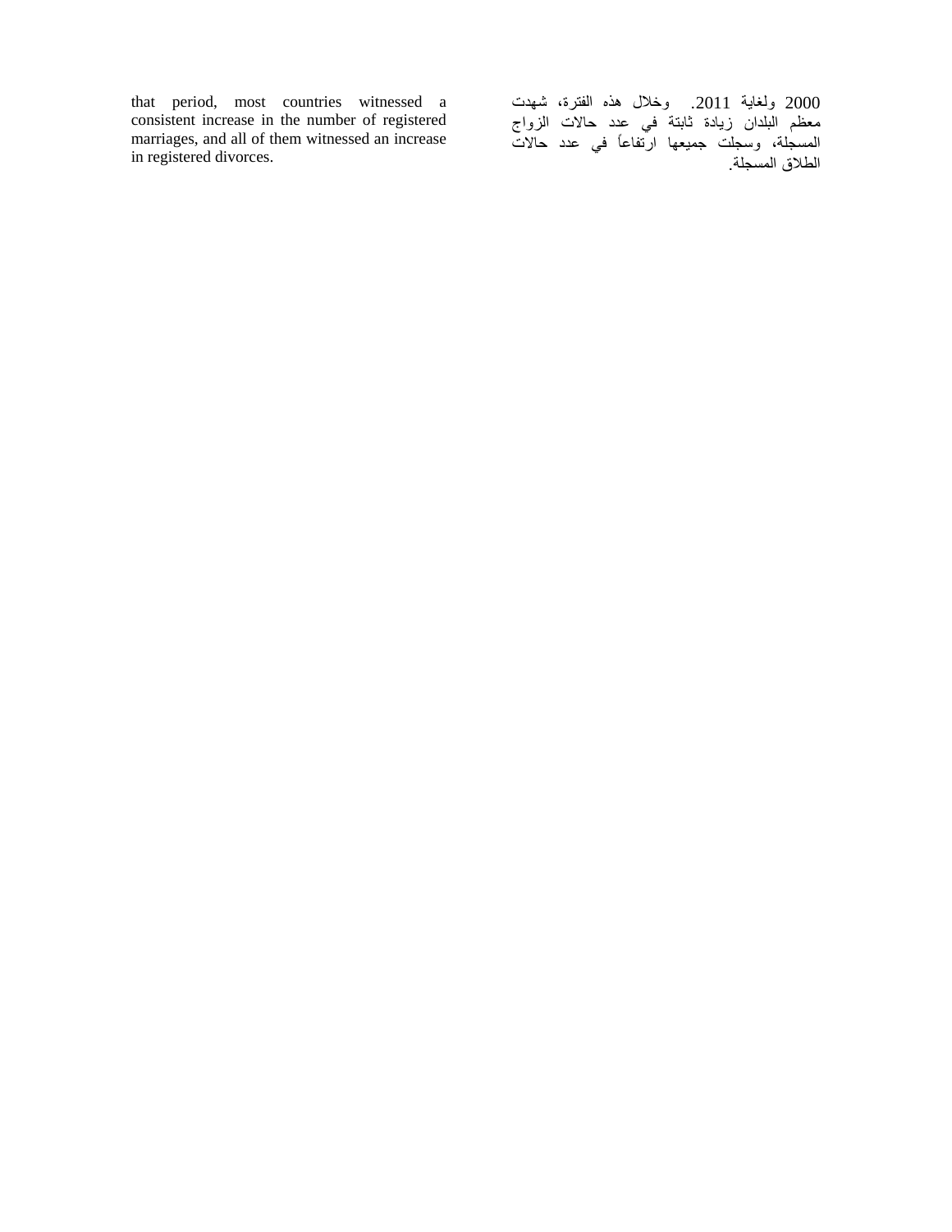that period, most countries witnessed a consistent increase in the number of registered marriages, and all of them witnessed an increase in registered divorces.

2000 ولغاية 2011. وخلال هذه الفترة، شهدت معظم البلدان زيادة ثابتة في عدد حالات الزواج المسجلة، وسجلت جميعها ارتفاعاً في عدد حالات الطلاق المسجلة.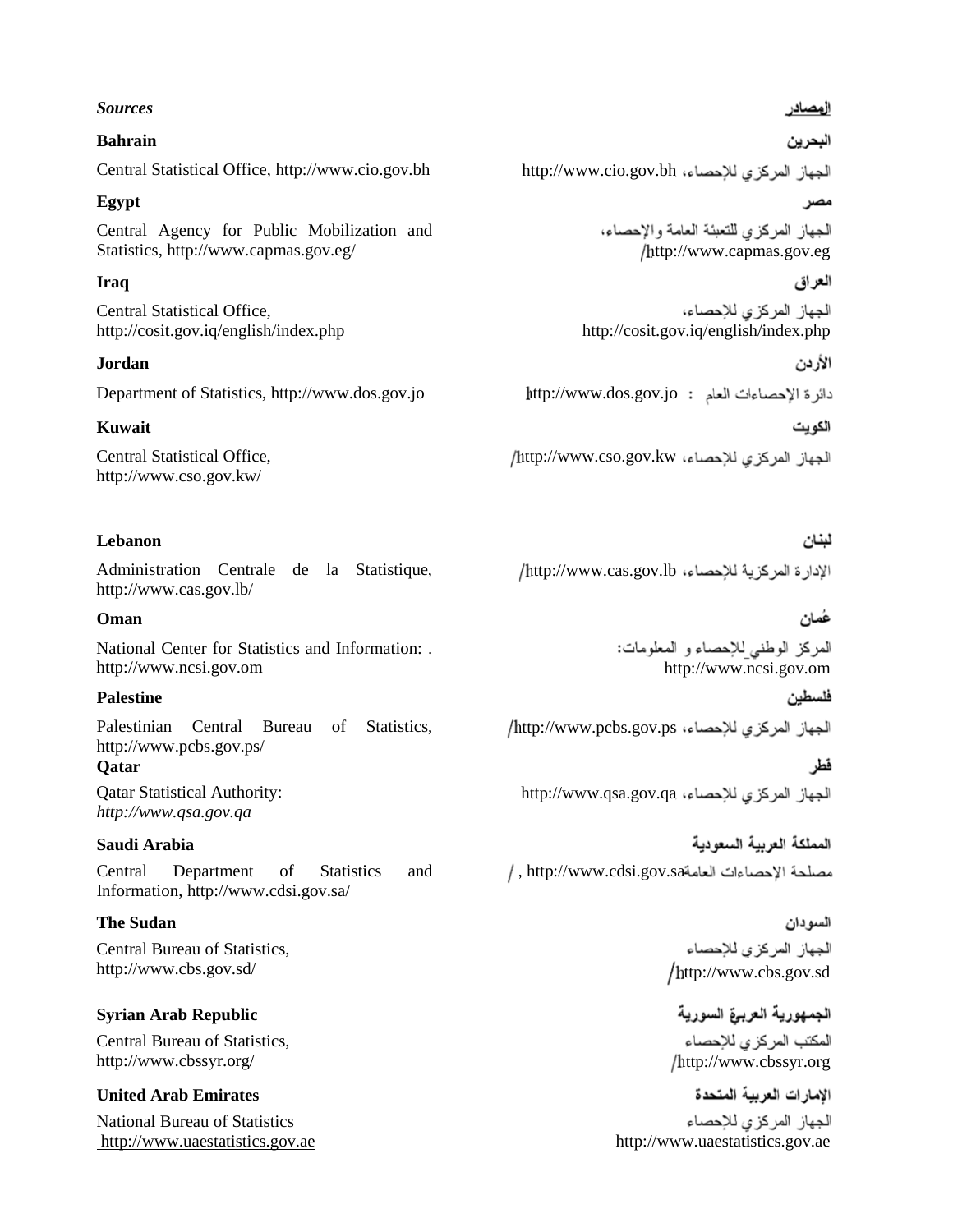*Sources*

المصادر

**Bahrain**

البحرين

Central Statistical Office, http://www.cio.gov.bh

الجهاز المركزي للإحصاء، http://www.cio.gov.bh

**Egypt**

مصر

Central Agency for Public Mobilization and Statistics, http://www.capmas.gov.eg/

الجهاز المركزي للتعبئة العامة والإحصاء، http://www.capmas.gov.eg/

**Iraq**

العراق

Central Statistical Office, http://cosit.gov.iq/english/index.php

الجهاز المركزي للإحصاء، http://cosit.gov.iq/english/index.php

**Jordan**

الأردن

Department of Statistics, http://www.dos.gov.jo

دائرة الإحصاءات العام : http://www.dos.gov.jo

**Kuwait**

الكويت

Central Statistical Office, http://www.cso.gov.kw/

الجهاز المركزي للإحصاء، http://www.cso.gov.kw/

**Lebanon**

لبنان

Administration Centrale de la Statistique, http://www.cas.gov.lb/

الإدارة المركزية للإحصاء، http://www.cas.gov.lb/

**Oman**

عُمان

National Center for Statistics and Information: . http://www.ncsi.gov.om

المركز الوطني للإحصاء و المعلومات: http://www.ncsi.gov.om

**Palestine**

فلسطين

Palestinian Central Bureau of Statistics, http://www.pcbs.gov.ps/

الجهاز المركزي للإحصاء، http://www.pcbs.gov.ps/

**Qatar**

قطر

Qatar Statistical Authority: *http://www.qsa.gov.qa*

الجهاز المركزي للإحصاء، http://www.qsa.gov.qa

**Saudi Arabia**

المملكة العربية السعودية

Central Department of Statistics and Information, http://www.cdsi.gov.sa/

مصلحة الإحصاءات العامة، http://www.cdsi.gov.sa/

**The Sudan**

السودان

Central Bureau of Statistics, http://www.cbs.gov.sd/

الجهاز المركزي للإحصاء http://www.cbs.gov.sd/

**Syrian Arab Republic**

الجمهورية العربية السورية

Central Bureau of Statistics, http://www.cbssyr.org/

المكتب المركزي للإحصاء http://www.cbssyr.org/

**United Arab Emirates**

الإمارات العربية المتحدة

National Bureau of Statistics http://www.uaestatistics.gov.ae

الجهاز المركزي للإحصاء http://www.uaestatistics.gov.ae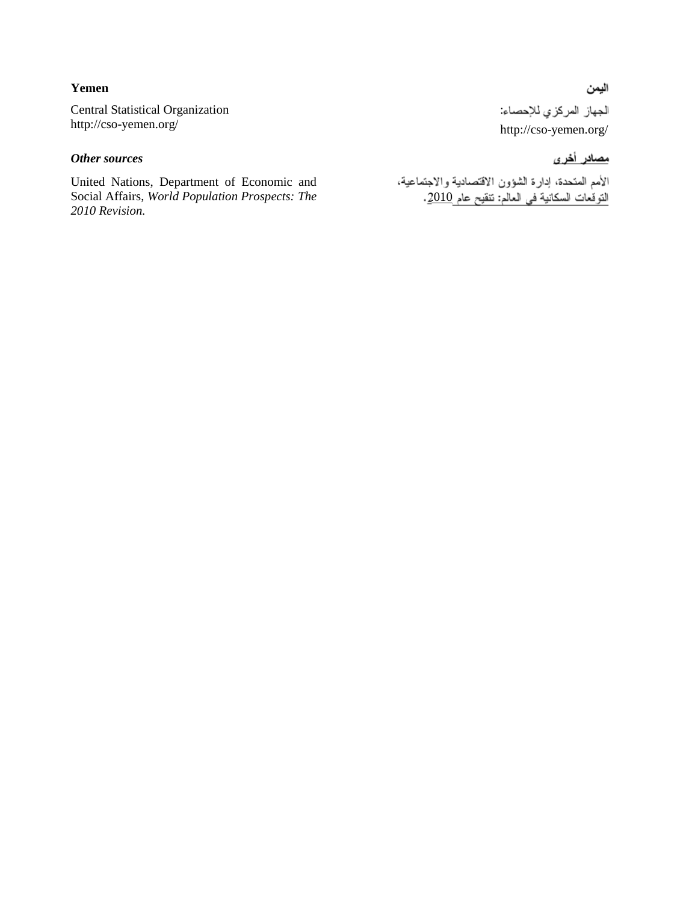**Yemen**

Central Statistical Organization
http://cso-yemen.org/

***Other sources***

United Nations, Department of Economic and Social Affairs, *World Population Prospects: The 2010 Revision.*

**اليمن**

الجهاز المركزي للإحصاء:
http://cso-yemen.org/

**مصادر أخرى**

الأمم المتحدة، إدارة الشؤون الاقتصادية والاجتماعية، التوقعات السكانية في العالم: تنقيح عام 2010.